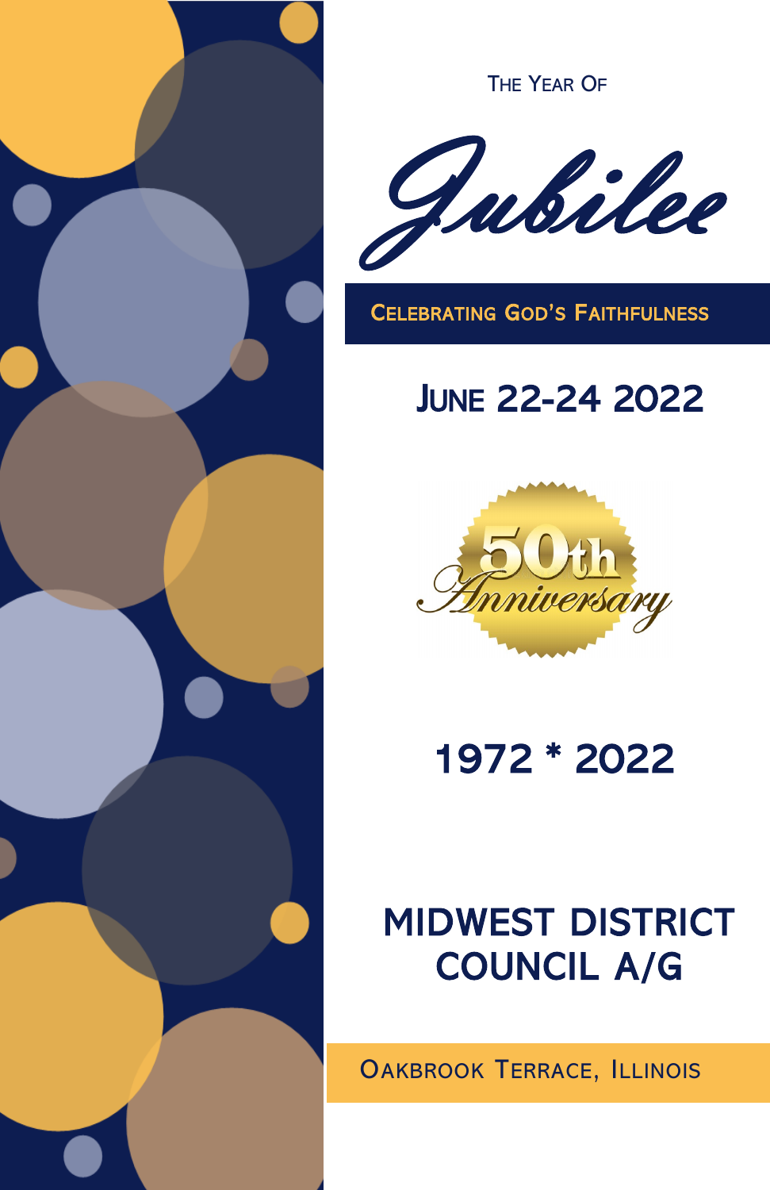The Year Of

# Jubilee

**Celebrating God's Faithfulness**

## June 22-24 2022

50th Anniversary

## 1972 * 2022

## MIDWEST DISTRICT COUNCIL A/G

Oakbrook Terrace, Illinois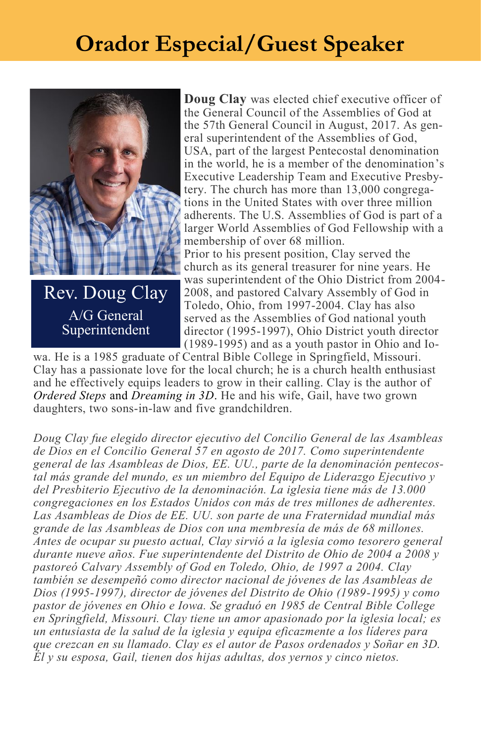# Orador Especial/Guest Speaker

**Rev. Doug Clay**
A/G General Superintendent

**Doug Clay** was elected chief executive officer of the General Council of the Assemblies of God at the 57th General Council in August, 2017. As general superintendent of the Assemblies of God, USA, part of the largest Pentecostal denomination in the world, he is a member of the denomination's Executive Leadership Team and Executive Presbytery. The church has more than 13,000 congregations in the United States with over three million adherents. The U.S. Assemblies of God is part of a larger World Assemblies of God Fellowship with a membership of over 68 million.
Prior to his present position, Clay served the church as its general treasurer for nine years. He was superintendent of the Ohio District from 2004-2008, and pastored Calvary Assembly of God in Toledo, Ohio, from 1997-2004. Clay has also served as the Assemblies of God national youth director (1995-1997), Ohio District youth director (1989-1995) and as a youth pastor in Ohio and Iowa. He is a 1985 graduate of Central Bible College in Springfield, Missouri. Clay has a passionate love for the local church; he is a church health enthusiast and he effectively equips leaders to grow in their calling. Clay is the author of *Ordered Steps* and *Dreaming in 3D*. He and his wife, Gail, have two grown daughters, two sons-in-law and five grandchildren.

*Doug Clay fue elegido director ejecutivo del Concilio General de las Asambleas de Dios en el Concilio General 57 en agosto de 2017. Como superintendente general de las Asambleas de Dios, EE. UU., parte de la denominación pentecostal más grande del mundo, es un miembro del Equipo de Liderazgo Ejecutivo y del Presbiterio Ejecutivo de la denominación. La iglesia tiene más de 13.000 congregaciones en los Estados Unidos con más de tres millones de adherentes. Las Asambleas de Dios de EE. UU. son parte de una Fraternidad mundial más grande de las Asambleas de Dios con una membresía de más de 68 millones. Antes de ocupar su puesto actual, Clay sirvió a la iglesia como tesorero general durante nueve años. Fue superintendente del Distrito de Ohio de 2004 a 2008 y pastoreó Calvary Assembly of God en Toledo, Ohio, de 1997 a 2004. Clay también se desempeñó como director nacional de jóvenes de las Asambleas de Dios (1995-1997), director de jóvenes del Distrito de Ohio (1989-1995) y como pastor de jóvenes en Ohio e Iowa. Se graduó en 1985 de Central Bible College en Springfield, Missouri. Clay tiene un amor apasionado por la iglesia local; es un entusiasta de la salud de la iglesia y equipa eficazmente a los líderes para que crezcan en su llamado. Clay es el autor de Pasos ordenados y Soñar en 3D. Él y su esposa, Gail, tienen dos hijas adultas, dos yernos y cinco nietos.*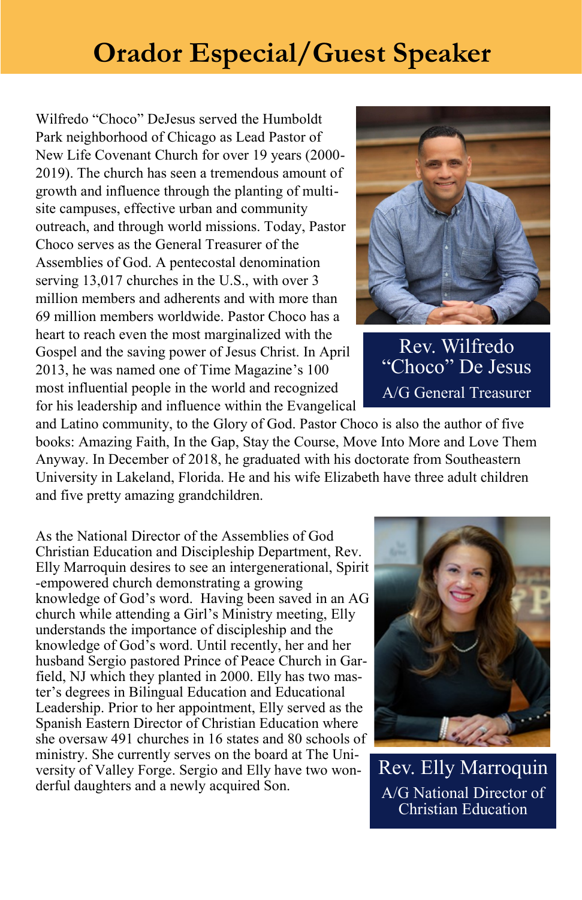# Orador Especial/Guest Speaker

**Rev. Wilfredo "Choco" De Jesus**
A/G General Treasurer

Wilfredo "Choco" DeJesus served the Humboldt Park neighborhood of Chicago as Lead Pastor of New Life Covenant Church for over 19 years (2000-2019). The church has seen a tremendous amount of growth and influence through the planting of multi-site campuses, effective urban and community outreach, and through world missions. Today, Pastor Choco serves as the General Treasurer of the Assemblies of God. A pentecostal denomination serving 13,017 churches in the U.S., with over 3 million members and adherents and with more than 69 million members worldwide. Pastor Choco has a heart to reach even the most marginalized with the Gospel and the saving power of Jesus Christ. In April 2013, he was named one of Time Magazine's 100 most influential people in the world and recognized for his leadership and influence within the Evangelical and Latino community, to the Glory of God. Pastor Choco is also the author of five books: Amazing Faith, In the Gap, Stay the Course, Move Into More and Love Them Anyway. In December of 2018, he graduated with his doctorate from Southeastern University in Lakeland, Florida. He and his wife Elizabeth have three adult children and five pretty amazing grandchildren.

**Rev. Elly Marroquin**
A/G National Director of Christian Education

As the National Director of the Assemblies of God Christian Education and Discipleship Department, Rev. Elly Marroquin desires to see an intergenerational, Spirit-empowered church demonstrating a growing knowledge of God's word. Having been saved in an AG church while attending a Girl's Ministry meeting, Elly understands the importance of discipleship and the knowledge of God's word. Until recently, her and her husband Sergio pastored Prince of Peace Church in Garfield, NJ which they planted in 2000. Elly has two master's degrees in Bilingual Education and Educational Leadership. Prior to her appointment, Elly served as the Spanish Eastern Director of Christian Education where she oversaw 491 churches in 16 states and 80 schools of ministry. She currently serves on the board at The University of Valley Forge. Sergio and Elly have two wonderful daughters and a newly acquired Son.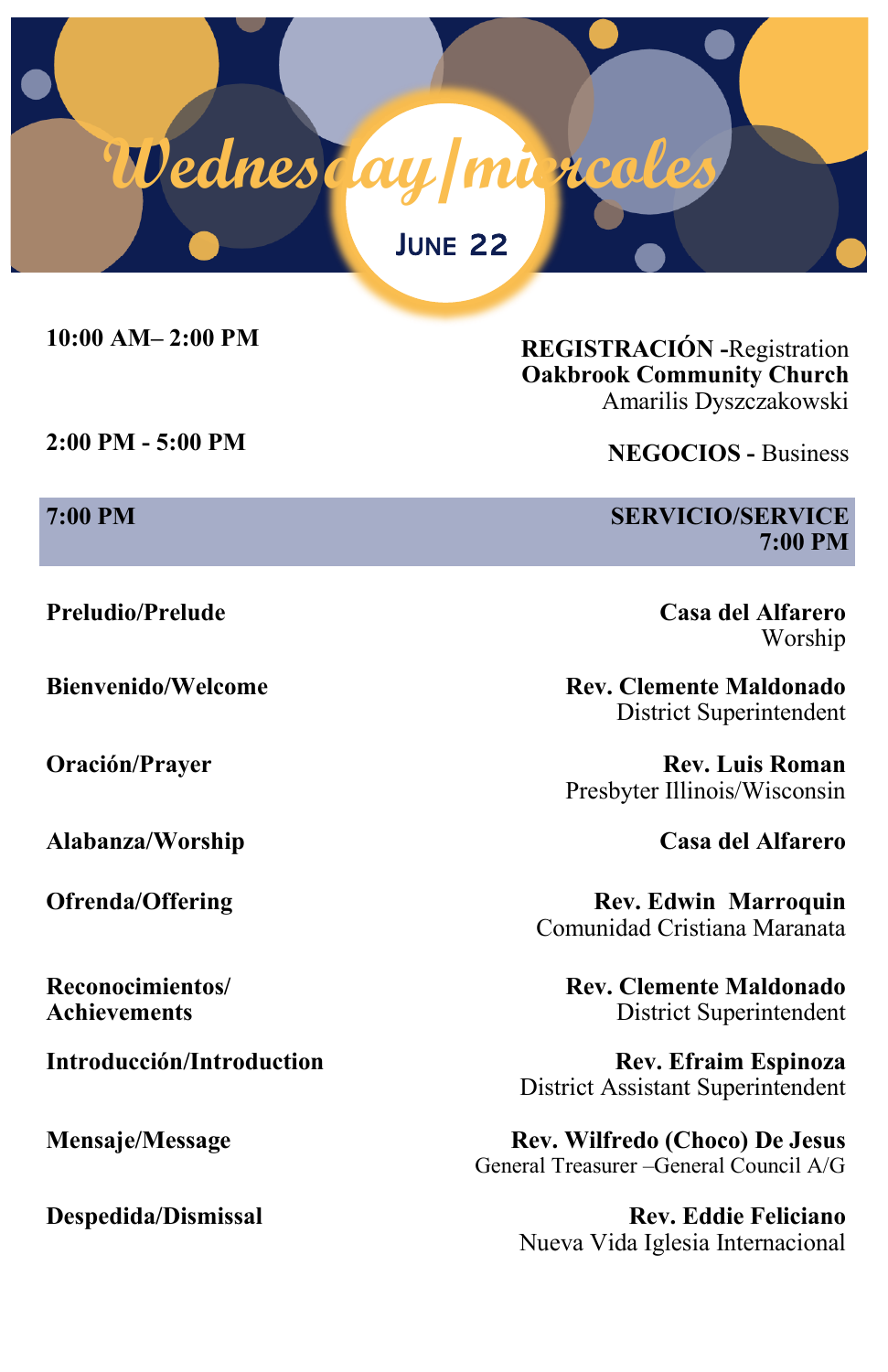# Wednesday/miercoles

## June 22

| | |
|---|---|
| **10:00 AM– 2:00 PM** | **REGISTRACIÓN -**Registration<br>**Oakbrook Community Church**<br>Amarilis Dyszczakowski |
| **2:00 PM - 5:00 PM** | **NEGOCIOS -** Business |
| **7:00 PM** | **SERVICIO/SERVICE 7:00 PM** |
| **Preludio/Prelude** | **Casa del Alfarero**<br>Worship |
| **Bienvenido/Welcome** | **Rev. Clemente Maldonado**<br>District Superintendent |
| **Oración/Prayer** | **Rev. Luis Roman**<br>Presbyter Illinois/Wisconsin |
| **Alabanza/Worship** | **Casa del Alfarero** |
| **Ofrenda/Offering** | **Rev. Edwin Marroquin**<br>Comunidad Cristiana Maranata |
| **Reconocimientos/ Achievements** | **Rev. Clemente Maldonado**<br>District Superintendent |
| **Introducción/Introduction** | **Rev. Efraim Espinoza**<br>District Assistant Superintendent |
| **Mensaje/Message** | **Rev. Wilfredo (Choco) De Jesus**<br>General Treasurer –General Council A/G |
| **Despedida/Dismissal** | **Rev. Eddie Feliciano**<br>Nueva Vida Iglesia Internacional |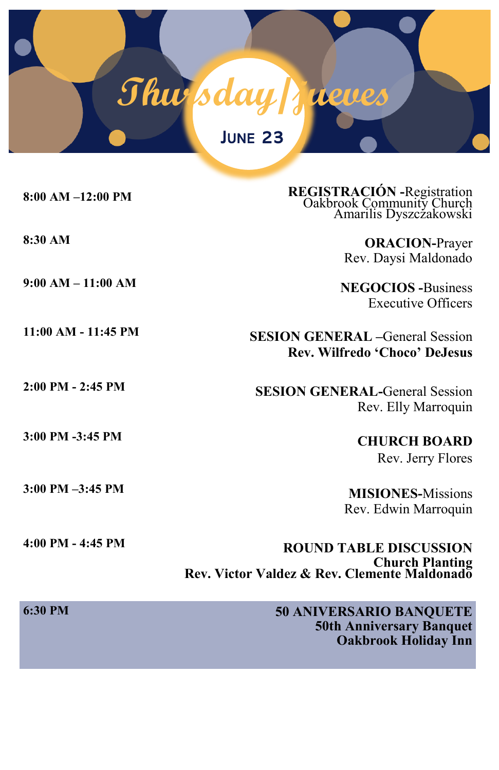# Thursday/Jueves

## JUNE 23

| | |
|---|---|
| **8:00 AM –12:00 PM** | **REGISTRACIÓN** -Registration<br>Oakbrook Community Church<br>Amarilis Dyszczakowski |
| **8:30 AM** | **ORACION**-Prayer<br>Rev. Daysi Maldonado |
| **9:00 AM – 11:00 AM** | **NEGOCIOS** -Business<br>Executive Officers |
| **11:00 AM - 11:45 PM** | **SESION GENERAL** –General Session<br>**Rev. Wilfredo 'Choco' DeJesus** |
| **2:00 PM - 2:45 PM** | **SESION GENERAL**-General Session<br>Rev. Elly Marroquin |
| **3:00 PM -3:45 PM** | **CHURCH BOARD**<br>Rev. Jerry Flores |
| **3:00 PM –3:45 PM** | **MISIONES**-Missions<br>Rev. Edwin Marroquin |
| **4:00 PM - 4:45 PM** | **ROUND TABLE DISCUSSION**<br>**Church Planting**<br>**Rev. Victor Valdez & Rev. Clemente Maldonado** |
| **6:30 PM** | **50 ANIVERSARIO BANQUETE**<br>**50th Anniversary Banquet**<br>**Oakbrook Holiday Inn** |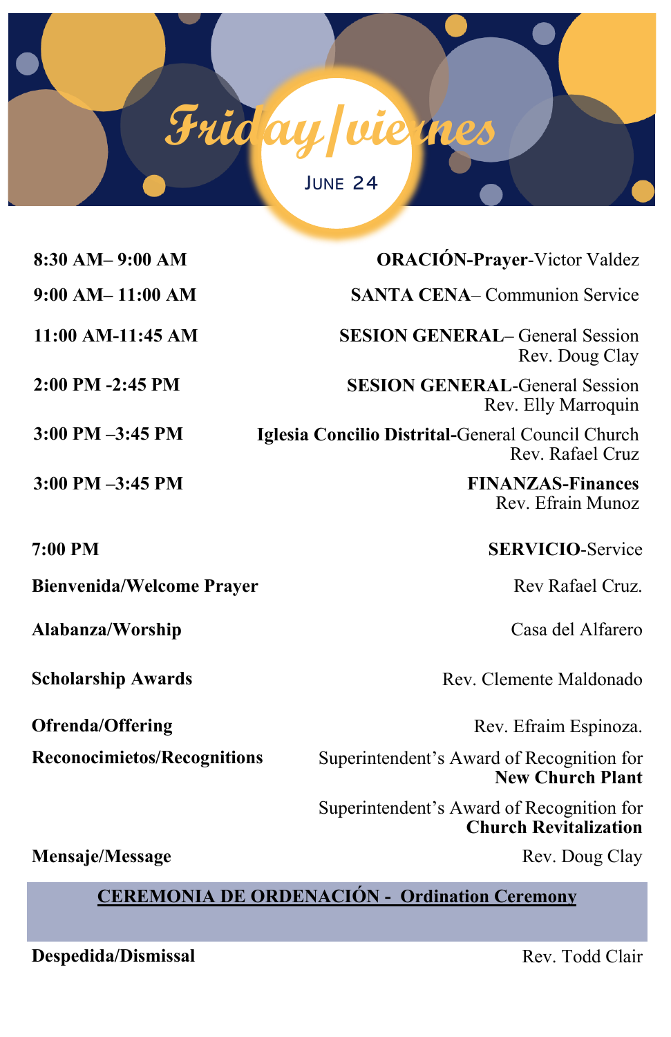# Friday/viernes

## June 24

| | |
|---|---|
| **8:30 AM– 9:00 AM** | **ORACIÓN-Prayer**-Victor Valdez |
| **9:00 AM– 11:00 AM** | **SANTA CENA**– Communion Service |
| **11:00 AM-11:45 AM** | **SESION GENERAL–** General Session<br>Rev. Doug Clay |
| **2:00 PM -2:45 PM** | **SESION GENERAL**-General Session<br>Rev. Elly Marroquin |
| **3:00 PM –3:45 PM** | **Iglesia Concilio Distrital-**General Council Church<br>Rev. Rafael Cruz |
| **3:00 PM –3:45 PM** | **FINANZAS-Finances**<br>Rev. Efrain Munoz |
| **7:00 PM** | **SERVICIO**-Service |
| **Bienvenida/Welcome Prayer** | Rev Rafael Cruz. |
| **Alabanza/Worship** | Casa del Alfarero |
| **Scholarship Awards** | Rev. Clemente Maldonado |
| **Ofrenda/Offering** | Rev. Efraim Espinoza. |
| **Reconocimietos/Recognitions** | Superintendent's Award of Recognition for **New Church Plant**<br>Superintendent's Award of Recognition for **Church Revitalization** |
| **Mensaje/Message** | Rev. Doug Clay |

**CEREMONIA DE ORDENACIÓN - Ordination Ceremony**

| | |
|---|---|
| **Despedida/Dismissal** | Rev. Todd Clair |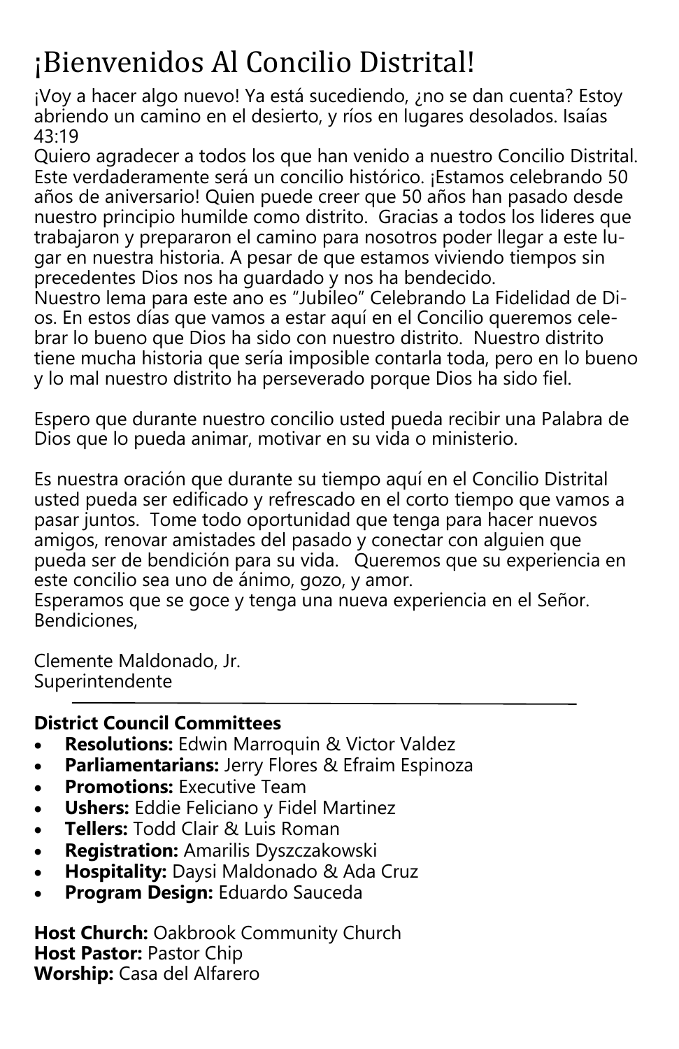# ¡Bienvenidos Al Concilio Distrital!

¡Voy a hacer algo nuevo! Ya está sucediendo, ¿no se dan cuenta? Estoy abriendo un camino en el desierto, y ríos en lugares desolados. Isaías 43:19

Quiero agradecer a todos los que han venido a nuestro Concilio Distrital. Este verdaderamente será un concilio histórico. ¡Estamos celebrando 50 años de aniversario! Quien puede creer que 50 años han pasado desde nuestro principio humilde como distrito. Gracias a todos los lideres que trabajaron y prepararon el camino para nosotros poder llegar a este lugar en nuestra historia. A pesar de que estamos viviendo tiempos sin precedentes Dios nos ha guardado y nos ha bendecido.

Nuestro lema para este ano es "Jubileo" Celebrando La Fidelidad de Dios. En estos días que vamos a estar aquí en el Concilio queremos celebrar lo bueno que Dios ha sido con nuestro distrito. Nuestro distrito tiene mucha historia que sería imposible contarla toda, pero en lo bueno y lo mal nuestro distrito ha perseverado porque Dios ha sido fiel.

Espero que durante nuestro concilio usted pueda recibir una Palabra de Dios que lo pueda animar, motivar en su vida o ministerio.

Es nuestra oración que durante su tiempo aquí en el Concilio Distrital usted pueda ser edificado y refrescado en el corto tiempo que vamos a pasar juntos. Tome todo oportunidad que tenga para hacer nuevos amigos, renovar amistades del pasado y conectar con alguien que pueda ser de bendición para su vida. Queremos que su experiencia en este concilio sea uno de ánimo, gozo, y amor.

Esperamos que se goce y tenga una nueva experiencia en el Señor.

Bendiciones,

Clemente Maldonado, Jr.
Superintendente

---

**District Council Committees**

- **Resolutions:** Edwin Marroquin & Victor Valdez
- **Parliamentarians:** Jerry Flores & Efraim Espinoza
- **Promotions:** Executive Team
- **Ushers:** Eddie Feliciano y Fidel Martinez
- **Tellers:** Todd Clair & Luis Roman
- **Registration:** Amarilis Dyszczakowski
- **Hospitality:** Daysi Maldonado & Ada Cruz
- **Program Design:** Eduardo Sauceda

**Host Church:** Oakbrook Community Church
**Host Pastor:** Pastor Chip
**Worship:** Casa del Alfarero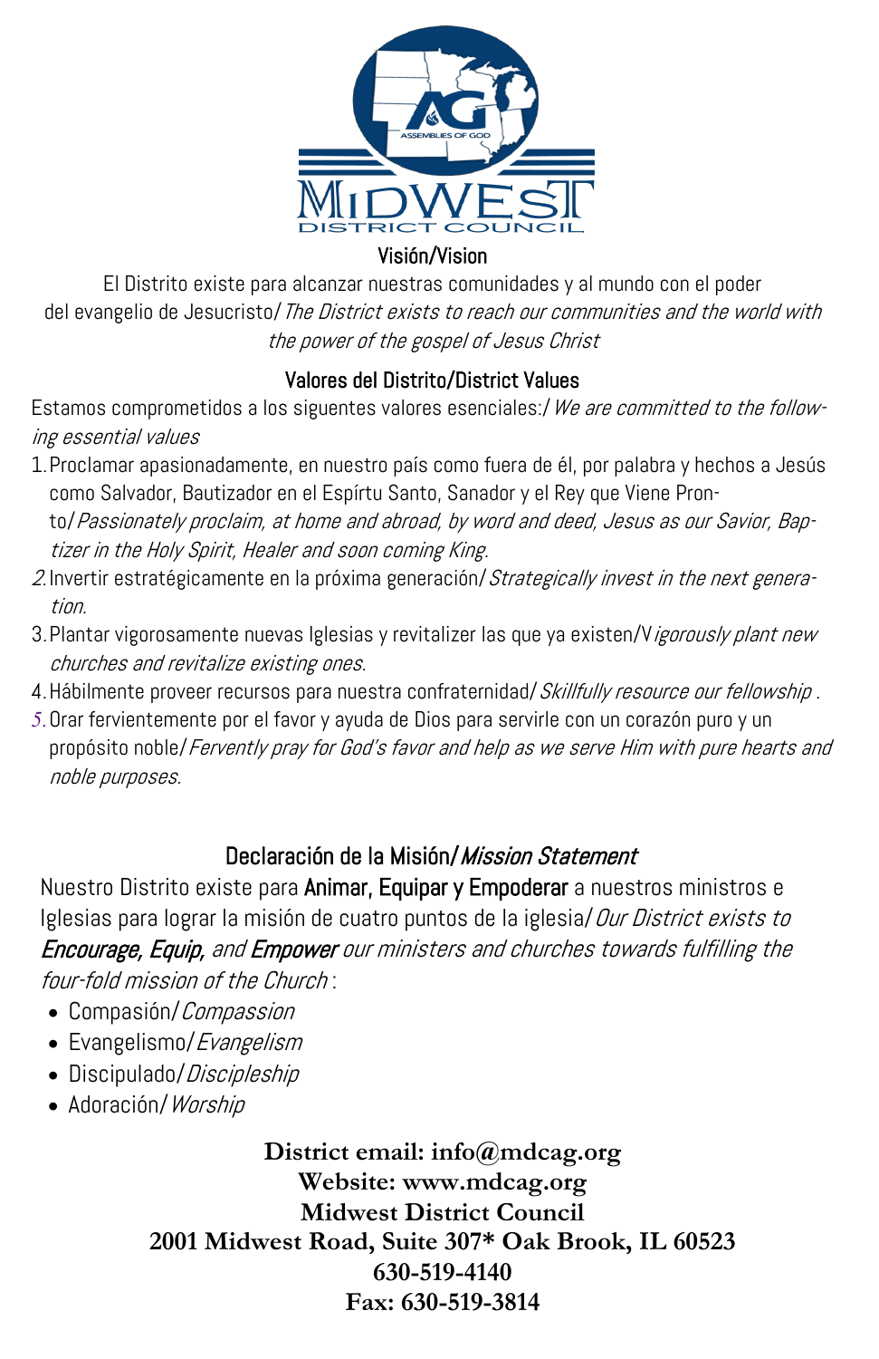Midwest District Council logo text: ASSEMBLIES OF GOD — MIDWEST DISTRICT COUNCIL

## Visión/Vision

El Distrito existe para alcanzar nuestras comunidades y al mundo con el poder del evangelio de Jesucristo/*The District exists to reach our communities and the world with the power of the gospel of Jesus Christ*

## Valores del Distrito/District Values

Estamos comprometidos a los siguentes valores esenciales:/*We are committed to the following essential values*

1. Proclamar apasionadamente, en nuestro país como fuera de él, por palabra y hechos a Jesús como Salvador, Bautizador en el Espírtu Santo, Sanador y el Rey que Viene Pronto/*Passionately proclaim, at home and abroad, by word and deed, Jesus as our Savior, Baptizer in the Holy Spirit, Healer and soon coming King.*
2. Invertir estratégicamente en la próxima generación/*Strategically invest in the next generation.*
3. Plantar vigorosamente nuevas Iglesias y revitalizer las que ya existen/V*igorously plant new churches and revitalize existing ones.*
4. Hábilmente proveer recursos para nuestra confraternidad/*Skillfully resource our fellowship .*
5. Orar fervientemente por el favor y ayuda de Dios para servirle con un corazón puro y un propósito noble/*Fervently pray for God's favor and help as we serve Him with pure hearts and noble purposes.*

## Declaración de la Misión/*Mission Statement*

Nuestro Distrito existe para **Animar, Equipar y Empoderar** a nuestros ministros e Iglesias para lograr la misión de cuatro puntos de la iglesia/*Our District exists to **Encourage, Equip,** and **Empower** our ministers and churches towards fulfilling the four-fold mission of the Church* :

- Compasión/*Compassion*
- Evangelismo/*Evangelism*
- Discipulado/*Discipleship*
- Adoración/*Worship*

**District email: info@mdcag.org**
**Website: www.mdcag.org**
**Midwest District Council**
**2001 Midwest Road, Suite 307* Oak Brook, IL 60523**
**630-519-4140**
**Fax: 630-519-3814**